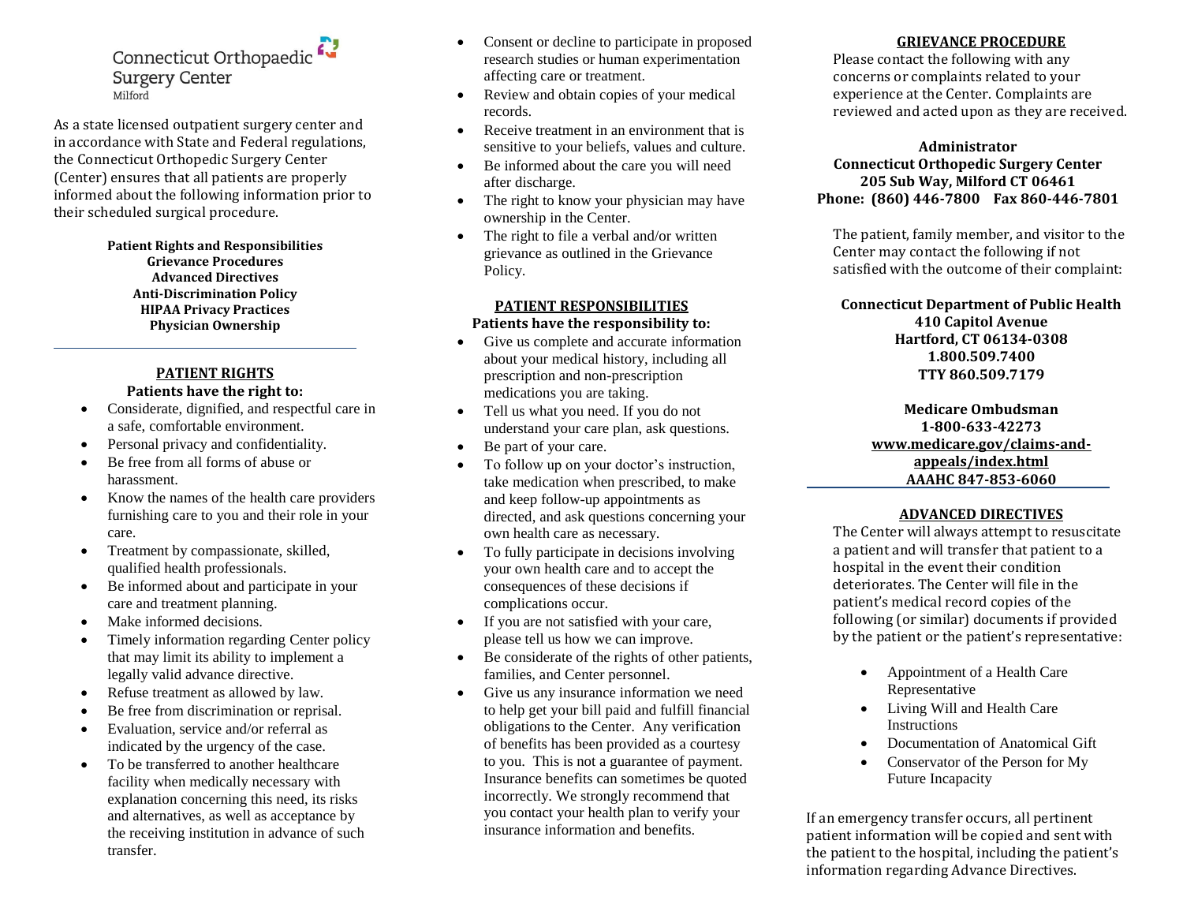Connecticut Orthopaedic Surgery Center
Milford

As a state licensed outpatient surgery center and in accordance with State and Federal regulations, the Connecticut Orthopedic Surgery Center (Center) ensures that all patients are properly informed about the following information prior to their scheduled surgical procedure.

**Patient Rights and Responsibilities**
**Grievance Procedures**
**Advanced Directives**
**Anti-Discrimination Policy**
**HIPAA Privacy Practices**
**Physician Ownership**

---

## PATIENT RIGHTS

**Patients have the right to:**

- Considerate, dignified, and respectful care in a safe, comfortable environment.
- Personal privacy and confidentiality.
- Be free from all forms of abuse or harassment.
- Know the names of the health care providers furnishing care to you and their role in your care.
- Treatment by compassionate, skilled, qualified health professionals.
- Be informed about and participate in your care and treatment planning.
- Make informed decisions.
- Timely information regarding Center policy that may limit its ability to implement a legally valid advance directive.
- Refuse treatment as allowed by law.
- Be free from discrimination or reprisal.
- Evaluation, service and/or referral as indicated by the urgency of the case.
- To be transferred to another healthcare facility when medically necessary with explanation concerning this need, its risks and alternatives, as well as acceptance by the receiving institution in advance of such transfer.
- Consent or decline to participate in proposed research studies or human experimentation affecting care or treatment.
- Review and obtain copies of your medical records.
- Receive treatment in an environment that is sensitive to your beliefs, values and culture.
- Be informed about the care you will need after discharge.
- The right to know your physician may have ownership in the Center.
- The right to file a verbal and/or written grievance as outlined in the Grievance Policy.

## PATIENT RESPONSIBILITIES

**Patients have the responsibility to:**

- Give us complete and accurate information about your medical history, including all prescription and non-prescription medications you are taking.
- Tell us what you need. If you do not understand your care plan, ask questions.
- Be part of your care.
- To follow up on your doctor's instruction, take medication when prescribed, to make and keep follow-up appointments as directed, and ask questions concerning your own health care as necessary.
- To fully participate in decisions involving your own health care and to accept the consequences of these decisions if complications occur.
- If you are not satisfied with your care, please tell us how we can improve.
- Be considerate of the rights of other patients, families, and Center personnel.
- Give us any insurance information we need to help get your bill paid and fulfill financial obligations to the Center. Any verification of benefits has been provided as a courtesy to you. This is not a guarantee of payment. Insurance benefits can sometimes be quoted incorrectly. We strongly recommend that you contact your health plan to verify your insurance information and benefits.

## GRIEVANCE PROCEDURE

Please contact the following with any concerns or complaints related to your experience at the Center. Complaints are reviewed and acted upon as they are received.

**Administrator**
**Connecticut Orthopedic Surgery Center**
**205 Sub Way, Milford CT 06461**
**Phone: (860) 446-7800 Fax 860-446-7801**

The patient, family member, and visitor to the Center may contact the following if not satisfied with the outcome of their complaint:

**Connecticut Department of Public Health**
**410 Capitol Avenue**
**Hartford, CT 06134-0308**
**1.800.509.7400**
**TTY 860.509.7179**

**Medicare Ombudsman**
**1-800-633-42273**
**www.medicare.gov/claims-and-appeals/index.html**
**AAAHC 847-853-6060**

## ADVANCED DIRECTIVES

The Center will always attempt to resuscitate a patient and will transfer that patient to a hospital in the event their condition deteriorates. The Center will file in the patient's medical record copies of the following (or similar) documents if provided by the patient or the patient's representative:

- Appointment of a Health Care Representative
- Living Will and Health Care Instructions
- Documentation of Anatomical Gift
- Conservator of the Person for My Future Incapacity

If an emergency transfer occurs, all pertinent patient information will be copied and sent with the patient to the hospital, including the patient's information regarding Advance Directives.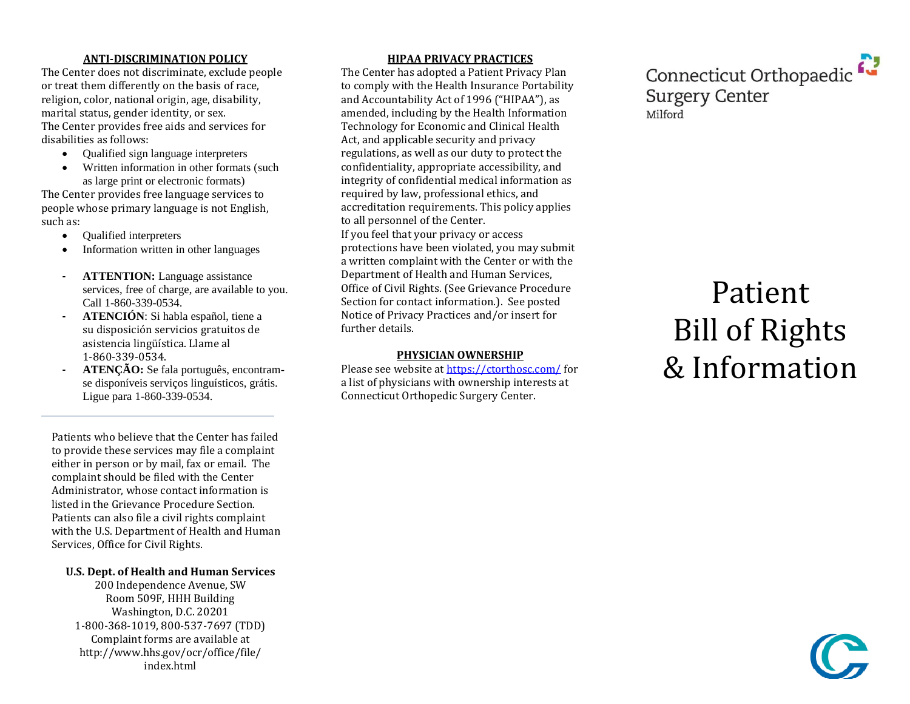## ANTI-DISCRIMINATION POLICY

The Center does not discriminate, exclude people or treat them differently on the basis of race, religion, color, national origin, age, disability, marital status, gender identity, or sex.

The Center provides free aids and services for disabilities as follows:

- Qualified sign language interpreters
- Written information in other formats (such as large print or electronic formats)

The Center provides free language services to people whose primary language is not English, such as:

- Qualified interpreters
- Information written in other languages

- **ATTENTION:** Language assistance services, free of charge, are available to you. Call 1-860-339-0534.
- **ATENCIÓN**: Si habla español, tiene a su disposición servicios gratuitos de asistencia lingüística. Llame al 1-860-339-0534.
- **ATENÇÃO:** Se fala português, encontram-se disponíveis serviços linguísticos, grátis. Ligue para 1-860-339-0534.

---

Patients who believe that the Center has failed to provide these services may file a complaint either in person or by mail, fax or email. The complaint should be filed with the Center Administrator, whose contact information is listed in the Grievance Procedure Section. Patients can also file a civil rights complaint with the U.S. Department of Health and Human Services, Office for Civil Rights.

**U.S. Dept. of Health and Human Services**
200 Independence Avenue, SW
Room 509F, HHH Building
Washington, D.C. 20201
1-800-368-1019, 800-537-7697 (TDD)
Complaint forms are available at
http://www.hhs.gov/ocr/office/file/index.html

## HIPAA PRIVACY PRACTICES

The Center has adopted a Patient Privacy Plan to comply with the Health Insurance Portability and Accountability Act of 1996 ("HIPAA"), as amended, including by the Health Information Technology for Economic and Clinical Health Act, and applicable security and privacy regulations, as well as our duty to protect the confidentiality, appropriate accessibility, and integrity of confidential medical information as required by law, professional ethics, and accreditation requirements. This policy applies to all personnel of the Center.

If you feel that your privacy or access protections have been violated, you may submit a written complaint with the Center or with the Department of Health and Human Services, Office of Civil Rights. (See Grievance Procedure Section for contact information.). See posted Notice of Privacy Practices and/or insert for further details.

## PHYSICIAN OWNERSHIP

Please see website at https://ctorthosc.com/ for a list of physicians with ownership interests at Connecticut Orthopedic Surgery Center.

Connecticut Orthopaedic Surgery Center
Milford

# Patient Bill of Rights & Information